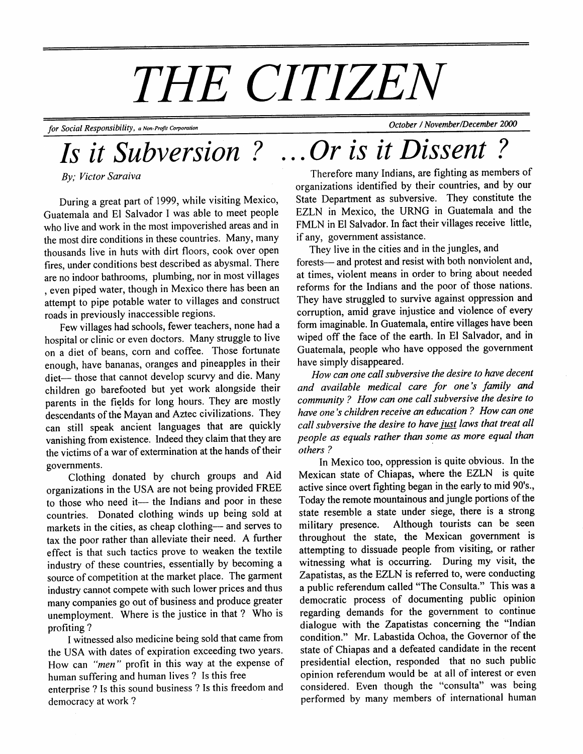# THE CITIZEN

*for Social Responsibility, a Non-Profit Corporation* — *October / November/December 2000*

## *Is it Subversion ? ...Or is it Dissent ?*

*By; Victor Saraiva*

During a great part of 1999, while visiting Mexico, Guatemala and El Salvador I was able to meet people who live and work in the most impoverished areas and in the most dire conditions in these countries. Many, many thousands live in huts with dirt floors, cook over open fires, under conditions best described as abysmal. There are no indoor bathrooms, plumbing, nor in most villages , even piped water, though in Mexico there has been an attempt to pipe potable water to villages and construct roads in previously inaccessible regions.

Few villages had schools, fewer teachers, none had a hospital or clinic or even doctors. Many struggle to live on a diet of beans, corn and coffee. Those fortunate enough, have bananas, oranges and pineapples in their diet— those that cannot develop scurvy and die. Many children go barefooted but yet work alongside their parents in the fields for long hours. They are mostly descendants of the Mayan and Aztec civilizations. They can still speak ancient languages that are quickly vanishing from existence. Indeed they claim that they are the victims of a war of extermination at the hands of their governments.

Clothing donated by church groups and Aid organizations in the USA are not being provided FREE to those who need it— the Indians and poor in these countries. Donated clothing winds up being sold at markets in the cities, as cheap clothing— and serves to tax the poor rather than alleviate their need. A further effect is that such tactics prove to weaken the textile industry of these countries, essentially by becoming a source of competition at the market place. The garment industry cannot compete with such lower prices and thus many companies go out of business and produce greater unemployment. Where is the justice in that ? Who is profiting ?

I witnessed also medicine being sold that came from the USA with dates of expiration exceeding two years. How can *"men"* profit in this way at the expense of human suffering and human lives ? Is this free enterprise ? Is this sound business ? Is this freedom and democracy at work ?

Therefore many Indians, are fighting as members of organizations identified by their countries, and by our State Department as subversive. They constitute the EZLN in Mexico, the URNG in Guatemala and the FMLN in El Salvador. In fact their villages receive little, if any, government assistance.

They live in the cities and in the jungles, and forests— and protest and resist with both nonviolent and, at times, violent means in order to bring about needed reforms for the Indians and the poor of those nations. They have struggled to survive against oppression and corruption, amid grave injustice and violence of every form imaginable. In Guatemala, entire villages have been wiped off the face of the earth. In El Salvador, and in Guatemala, people who have opposed the government have simply disappeared.

*How can one call subversive the desire to have decent and available medical care for one's family and community ? How can one call subversive the desire to have one's children receive an education ? How can one call subversive the desire to have <u>just</u> laws that treat all people as equals rather than some as more equal than others ?*

In Mexico too, oppression is quite obvious. In the Mexican state of Chiapas, where the EZLN is quite active since overt fighting began in the early to mid 90's., Today the remote mountainous and jungle portions of the state resemble a state under siege, there is a strong military presence. Although tourists can be seen throughout the state, the Mexican government is attempting to dissuade people from visiting, or rather witnessing what is occurring. During my visit, the Zapatistas, as the EZLN is referred to, were conducting a public referendum called "The Consulta." This was a democratic process of documenting public opinion regarding demands for the government to continue dialogue with the Zapatistas concerning the "Indian condition." Mr. Labastida Ochoa, the Governor of the state of Chiapas and a defeated candidate in the recent presidential election, responded that no such public opinion referendum would be at all of interest or even considered. Even though the "consulta" was being performed by many members of international human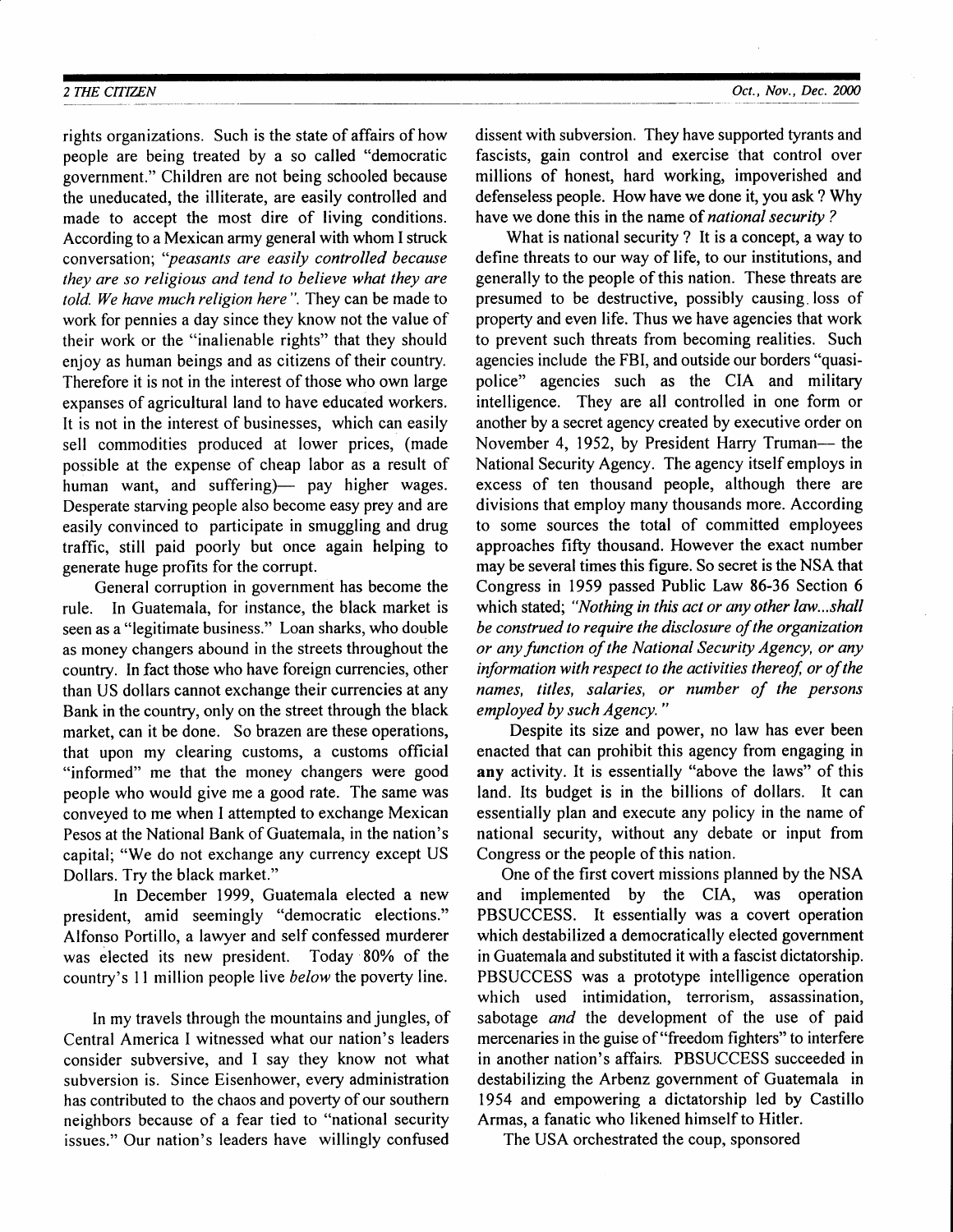rights organizations. Such is the state of affairs of how people are being treated by a so called "democratic government." Children are not being schooled because the uneducated, the illiterate, are easily controlled and made to accept the most dire of living conditions. According to a Mexican army general with whom I struck conversation; *"peasants are easily controlled because they are so religious and tend to believe what they are told. We have much religion here"*. They can be made to work for pennies a day since they know not the value of their work or the "inalienable rights" that they should enjoy as human beings and as citizens of their country. Therefore it is not in the interest of those who own large expanses of agricultural land to have educated workers. It is not in the interest of businesses, which can easily sell commodities produced at lower prices, (made possible at the expense of cheap labor as a result of human want, and suffering)— pay higher wages. Desperate starving people also become easy prey and are easily convinced to participate in smuggling and drug traffic, still paid poorly but once again helping to generate huge profits for the corrupt.

General corruption in government has become the rule. In Guatemala, for instance, the black market is seen as a "legitimate business." Loan sharks, who double as money changers abound in the streets throughout the country. In fact those who have foreign currencies, other than US dollars cannot exchange their currencies at any Bank in the country, only on the street through the black market, can it be done. So brazen are these operations, that upon my clearing customs, a customs official "informed" me that the money changers were good people who would give me a good rate. The same was conveyed to me when I attempted to exchange Mexican Pesos at the National Bank of Guatemala, in the nation's capital; "We do not exchange any currency except US Dollars. Try the black market."

In December 1999, Guatemala elected a new president, amid seemingly "democratic elections." Alfonso Portillo, a lawyer and self confessed murderer was elected its new president. Today 80% of the country's 11 million people live *below* the poverty line.

In my travels through the mountains and jungles, of Central America I witnessed what our nation's leaders consider subversive, and I say they know not what subversion is. Since Eisenhower, every administration has contributed to the chaos and poverty of our southern neighbors because of a fear tied to "national security issues." Our nation's leaders have willingly confused dissent with subversion. They have supported tyrants and fascists, gain control and exercise that control over millions of honest, hard working, impoverished and defenseless people. How have we done it, you ask ? Why have we done this in the name of *national security ?*

What is national security ? It is a concept, a way to define threats to our way of life, to our institutions, and generally to the people of this nation. These threats are presumed to be destructive, possibly causing loss of property and even life. Thus we have agencies that work to prevent such threats from becoming realities. Such agencies include the FBI, and outside our borders "quasi-police" agencies such as the CIA and military intelligence. They are all controlled in one form or another by a secret agency created by executive order on November 4, 1952, by President Harry Truman— the National Security Agency. The agency itself employs in excess of ten thousand people, although there are divisions that employ many thousands more. According to some sources the total of committed employees approaches fifty thousand. However the exact number may be several times this figure. So secret is the NSA that Congress in 1959 passed Public Law 86-36 Section 6 which stated; *"Nothing in this act or any other law...shall be construed to require the disclosure of the organization or any function of the National Security Agency, or any information with respect to the activities thereof, or of the names, titles, salaries, or number of the persons employed by such Agency."*

Despite its size and power, no law has ever been enacted that can prohibit this agency from engaging in **any** activity. It is essentially "above the laws" of this land. Its budget is in the billions of dollars. It can essentially plan and execute any policy in the name of national security, without any debate or input from Congress or the people of this nation.

One of the first covert missions planned by the NSA and implemented by the CIA, was operation PBSUCCESS. It essentially was a covert operation which destabilized a democratically elected government in Guatemala and substituted it with a fascist dictatorship. PBSUCCESS was a prototype intelligence operation which used intimidation, terrorism, assassination, sabotage *and* the development of the use of paid mercenaries in the guise of "freedom fighters" to interfere in another nation's affairs. PBSUCCESS succeeded in destabilizing the Arbenz government of Guatemala in 1954 and empowering a dictatorship led by Castillo Armas, a fanatic who likened himself to Hitler.

The USA orchestrated the coup, sponsored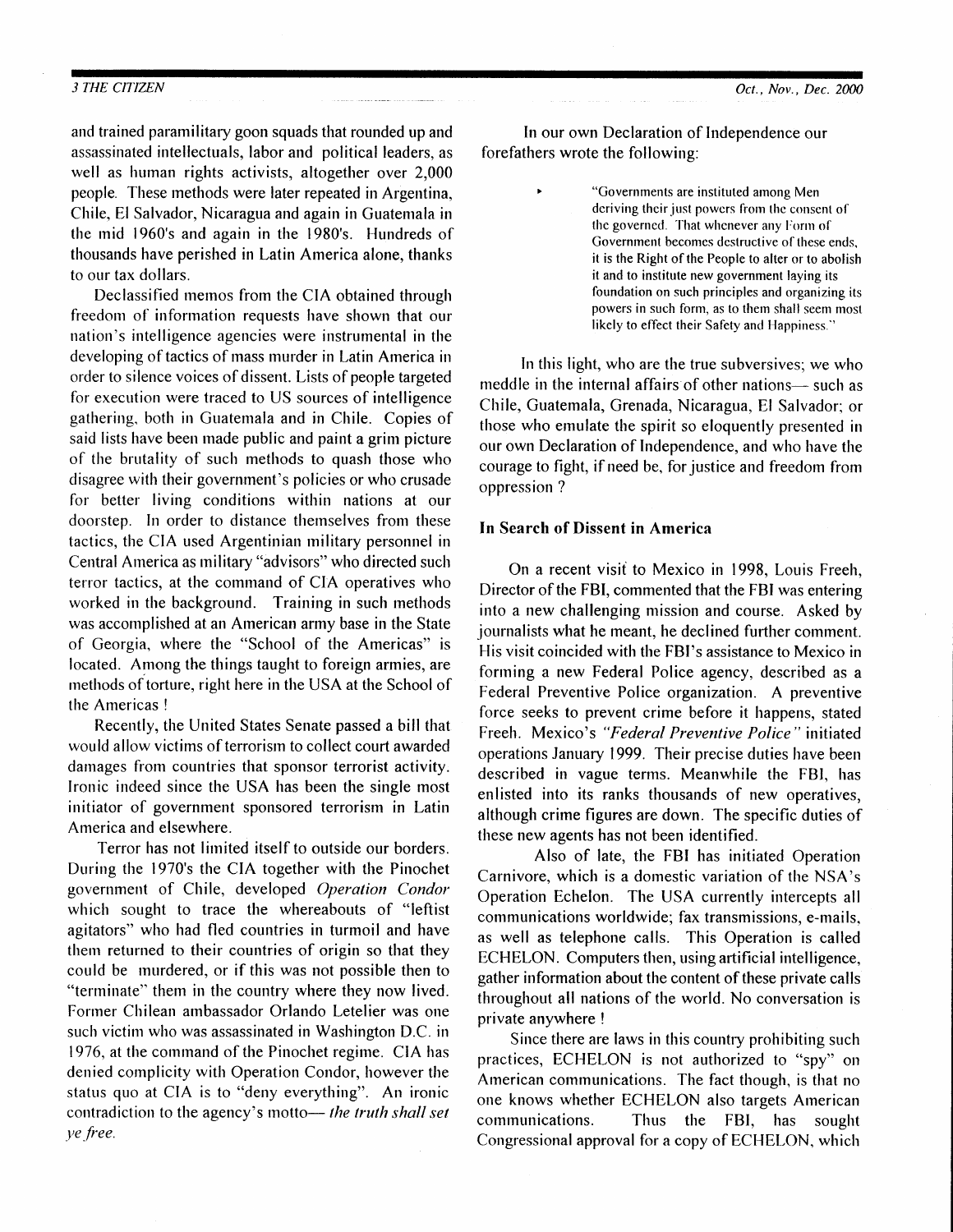and trained paramilitary goon squads that rounded up and assassinated intellectuals, labor and political leaders, as well as human rights activists, altogether over 2,000 people. These methods were later repeated in Argentina, Chile, El Salvador, Nicaragua and again in Guatemala in the mid 1960's and again in the 1980's. Hundreds of thousands have perished in Latin America alone, thanks to our tax dollars.

Declassified memos from the CIA obtained through freedom of information requests have shown that our nation's intelligence agencies were instrumental in the developing of tactics of mass murder in Latin America in order to silence voices of dissent. Lists of people targeted for execution were traced to US sources of intelligence gathering, both in Guatemala and in Chile. Copies of said lists have been made public and paint a grim picture of the brutality of such methods to quash those who disagree with their government's policies or who crusade for better living conditions within nations at our doorstep. In order to distance themselves from these tactics, the CIA used Argentinian military personnel in Central America as military "advisors" who directed such terror tactics, at the command of CIA operatives who worked in the background. Training in such methods was accomplished at an American army base in the State of Georgia, where the "School of the Americas" is located. Among the things taught to foreign armies, are methods of torture, right here in the USA at the School of the Americas !

Recently, the United States Senate passed a bill that would allow victims of terrorism to collect court awarded damages from countries that sponsor terrorist activity. Ironic indeed since the USA has been the single most initiator of government sponsored terrorism in Latin America and elsewhere.

Terror has not limited itself to outside our borders. During the 1970's the CIA together with the Pinochet government of Chile, developed *Operation Condor* which sought to trace the whereabouts of "leftist agitators" who had fled countries in turmoil and have them returned to their countries of origin so that they could be murdered, or if this was not possible then to "terminate" them in the country where they now lived. Former Chilean ambassador Orlando Letelier was one such victim who was assassinated in Washington D.C. in 1976, at the command of the Pinochet regime. CIA has denied complicity with Operation Condor, however the status quo at CIA is to "deny everything". An ironic contradiction to the agency's motto— *the truth shall set ye free.*

In our own Declaration of Independence our forefathers wrote the following:

> "Governments are instituted among Men deriving their just powers from the consent of the governed. That whenever any Form of Government becomes destructive of these ends, it is the Right of the People to alter or to abolish it and to institute new government laying its foundation on such principles and organizing its powers in such form, as to them shall seem most likely to effect their Safety and Happiness."

In this light, who are the true subversives; we who meddle in the internal affairs of other nations— such as Chile, Guatemala, Grenada, Nicaragua, El Salvador; or those who emulate the spirit so eloquently presented in our own Declaration of Independence, and who have the courage to fight, if need be, for justice and freedom from oppression ?

### In Search of Dissent in America

On a recent visit to Mexico in 1998, Louis Freeh, Director of the FBI, commented that the FBI was entering into a new challenging mission and course. Asked by journalists what he meant, he declined further comment. His visit coincided with the FBI's assistance to Mexico in forming a new Federal Police agency, described as a Federal Preventive Police organization. A preventive force seeks to prevent crime before it happens, stated Freeh. Mexico's *"Federal Preventive Police"* initiated operations January 1999. Their precise duties have been described in vague terms. Meanwhile the FBI, has enlisted into its ranks thousands of new operatives, although crime figures are down. The specific duties of these new agents has not been identified.

Also of late, the FBI has initiated Operation Carnivore, which is a domestic variation of the NSA's Operation Echelon. The USA currently intercepts all communications worldwide; fax transmissions, e-mails, as well as telephone calls. This Operation is called ECHELON. Computers then, using artificial intelligence, gather information about the content of these private calls throughout all nations of the world. No conversation is private anywhere !

Since there are laws in this country prohibiting such practices, ECHELON is not authorized to "spy" on American communications. The fact though, is that no one knows whether ECHELON also targets American communications. Thus the FBI, has sought Congressional approval for a copy of ECHELON, which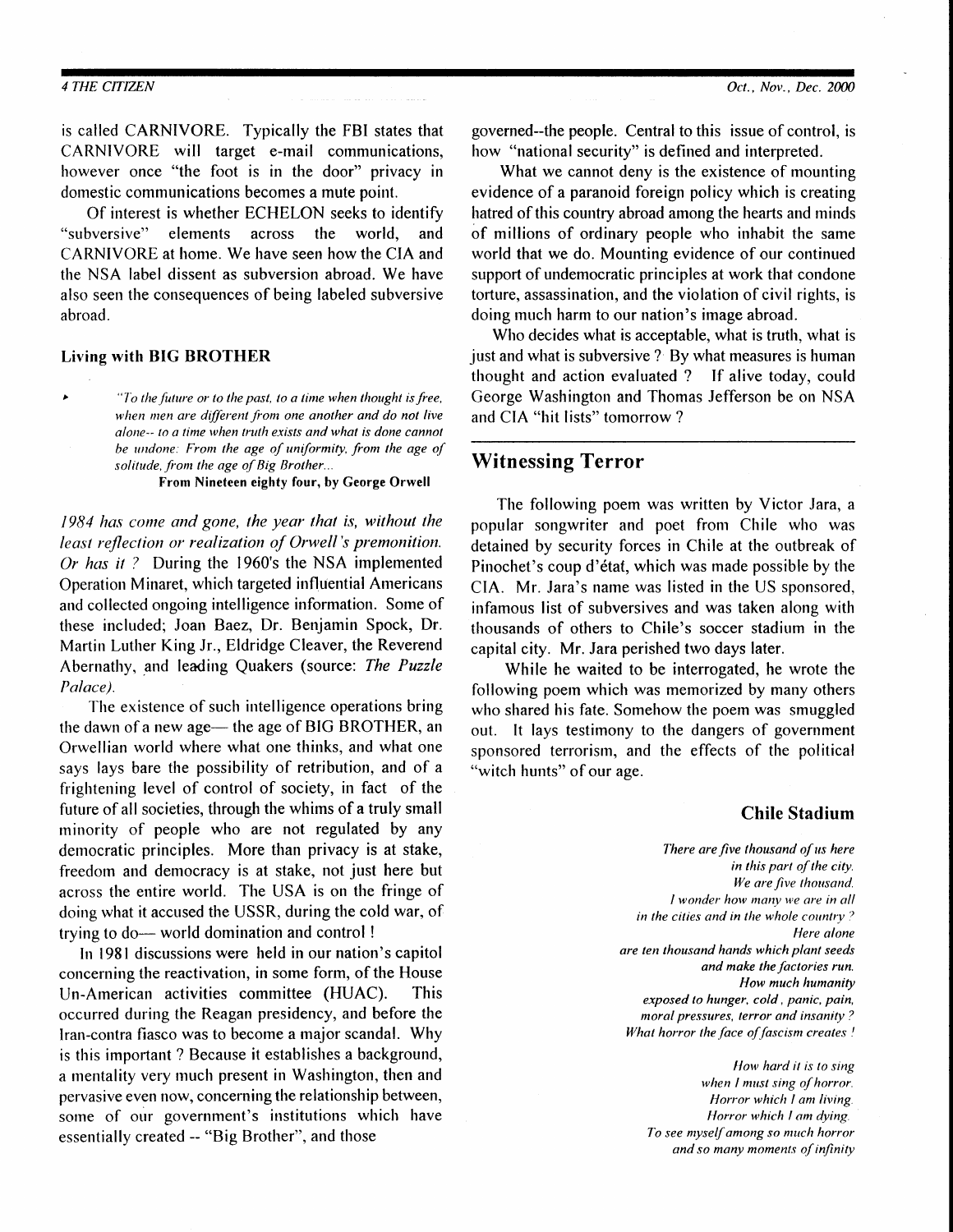is called CARNIVORE. Typically the FBI states that CARNIVORE will target e-mail communications, however once "the foot is in the door" privacy in domestic communications becomes a mute point.

Of interest is whether ECHELON seeks to identify "subversive" elements across the world, and CARNIVORE at home. We have seen how the CIA and the NSA label dissent as subversion abroad. We have also seen the consequences of being labeled subversive abroad.

### Living with BIG BROTHER

> *"To the future or to the past, to a time when thought is free, when men are different from one another and do not live alone-- to a time when truth exists and what is done cannot be undone: From the age of uniformity, from the age of solitude, from the age of Big Brother...*
>
> **From Nineteen eighty four, by George Orwell**

*1984 has come and gone, the year that is, without the least reflection or realization of Orwell's premonition. Or has it ?* During the 1960's the NSA implemented Operation Minaret, which targeted influential Americans and collected ongoing intelligence information. Some of these included; Joan Baez, Dr. Benjamin Spock, Dr. Martin Luther King Jr., Eldridge Cleaver, the Reverend Abernathy, and leading Quakers (source: *The Puzzle Palace*).

The existence of such intelligence operations bring the dawn of a new age— the age of BIG BROTHER, an Orwellian world where what one thinks, and what one says lays bare the possibility of retribution, and of a frightening level of control of society, in fact of the future of all societies, through the whims of a truly small minority of people who are not regulated by any democratic principles. More than privacy is at stake, freedom and democracy is at stake, not just here but across the entire world. The USA is on the fringe of doing what it accused the USSR, during the cold war, of trying to do— world domination and control !

In 1981 discussions were held in our nation's capitol concerning the reactivation, in some form, of the House Un-American activities committee (HUAC). This occurred during the Reagan presidency, and before the Iran-contra fiasco was to become a major scandal. Why is this important ? Because it establishes a background, a mentality very much present in Washington, then and pervasive even now, concerning the relationship between, some of our government's institutions which have essentially created -- "Big Brother", and those governed--the people. Central to this issue of control, is how "national security" is defined and interpreted.

What we cannot deny is the existence of mounting evidence of a paranoid foreign policy which is creating hatred of this country abroad among the hearts and minds of millions of ordinary people who inhabit the same world that we do. Mounting evidence of our continued support of undemocratic principles at work that condone torture, assassination, and the violation of civil rights, is doing much harm to our nation's image abroad.

Who decides what is acceptable, what is truth, what is just and what is subversive ? By what measures is human thought and action evaluated ? If alive today, could George Washington and Thomas Jefferson be on NSA and CIA "hit lists" tomorrow ?

## Witnessing Terror

The following poem was written by Victor Jara, a popular songwriter and poet from Chile who was detained by security forces in Chile at the outbreak of Pinochet's coup d'état, which was made possible by the CIA. Mr. Jara's name was listed in the US sponsored, infamous list of subversives and was taken along with thousands of others to Chile's soccer stadium in the capital city. Mr. Jara perished two days later.

While he waited to be interrogated, he wrote the following poem which was memorized by many others who shared his fate. Somehow the poem was smuggled out. It lays testimony to the dangers of government sponsored terrorism, and the effects of the political "witch hunts" of our age.

### Chile Stadium

*There are five thousand of us here*
*in this part of the city.*
*We are five thousand.*
*I wonder how many we are in all*
*in the cities and in the whole country ?*
*Here alone*
*are ten thousand hands which plant seeds*
*and make the factories run.*
*How much humanity*
*exposed to hunger, cold, panic, pain,*
*moral pressures, terror and insanity ?*
*What horror the face of fascism creates !*

*How hard it is to sing*
*when I must sing of horror.*
*Horror which I am living.*
*Horror which I am dying.*
*To see myself among so much horror*
*and so many moments of infinity*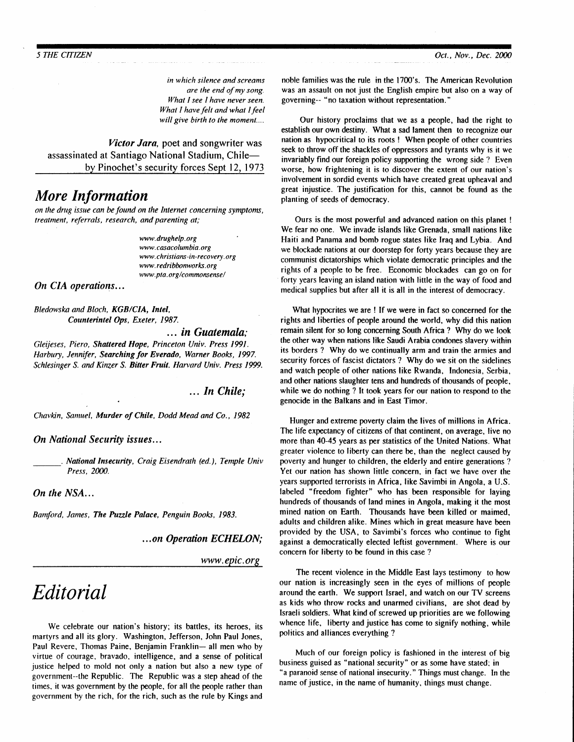*in which silence and screams*
*are the end of my song.*
*What I see I have never seen.*
*What I have felt and what I feel*
*will give birth to the moment....*

***Victor Jara***, poet and songwriter was assassinated at Santiago National Stadium, Chile— by Pinochet's security forces Sept 12, 1973

## *More Information*

*on the drug issue can be found on the Internet concerning symptoms, treatment, referrals, research, and parenting at;*

*www.drughelp.org*
*www.casacolumbia.org*
*www.christians-in-recovery.org*
*www.redribbonworks.org*
*www.pta.org/commonsense/*

### *On CIA operations...*

*Bledowska and Bloch, **KGB/CIA, Intel, Counterintel Ops**, Exeter, 1987.*

### *... in Guatemala;*

*Gleijeses, Piero, **Shattered Hope**, Princeton Univ. Press 1991.*
*Harbury, Jennifer, **Searching for Everado**, Warner Books, 1997.*
*Schlesinger S. and Kinzer S. **Bitter Fruit**. Harvard Univ. Press 1999.*

### *... In Chile;*

*Chavkin, Samuel, **Murder of Chile**, Dodd Mead and Co., 1982*

### *On National Security issues...*

*______. **National Insecurity**, Craig Eisendrath (ed.), Temple Univ Press, 2000.*

### *On the NSA...*

*Bamford, James, **The Puzzle Palace**, Penguin Books, 1983.*

### *...on Operation ECHELON;*

*www.epic.org*

# *Editorial*

We celebrate our nation's history; its battles, its heroes, its martyrs and all its glory. Washington, Jefferson, John Paul Jones, Paul Revere, Thomas Paine, Benjamin Franklin— all men who by virtue of courage, bravado, intelligence, and a sense of political justice helped to mold not only a nation but also a new type of government--the Republic. The Republic was a step ahead of the times, it was government by the people, for all the people rather than government by the rich, for the rich, such as the rule by Kings and noble families was the rule in the 1700's. The American Revolution was an assault on not just the English empire but also on a way of governing-- "no taxation without representation."

Our history proclaims that we as a people, had the right to establish our own destiny. What a sad lament then to recognize our nation as hypocritical to its roots ! When people of other countries seek to throw off the shackles of oppressors and tyrants why is it we invariably find our foreign policy supporting the wrong side ? Even worse, how frightening it is to discover the extent of our nation's involvement in sordid events which have created great upheaval and great injustice. The justification for this, cannot be found as the planting of seeds of democracy.

Ours is the most powerful and advanced nation on this planet ! We fear no one. We invade islands like Grenada, small nations like Haiti and Panama and bomb rogue states like Iraq and Lybia. And we blockade nations at our doorstep for forty years because they are communist dictatorships which violate democratic principles and the rights of a people to be free. Economic blockades can go on for forty years leaving an island nation with little in the way of food and medical supplies but after all it is all in the interest of democracy.

What hypocrites we are ! If we were in fact so concerned for the rights and liberties of people around the world, why did this nation remain silent for so long concerning South Africa ? Why do we look the other way when nations like Saudi Arabia condones slavery within its borders ? Why do we continually arm and train the armies and security forces of fascist dictators ? Why do we sit on the sidelines and watch people of other nations like Rwanda, Indonesia, Serbia, and other nations slaughter tens and hundreds of thousands of people, while we do nothing ? It took years for our nation to respond to the genocide in the Balkans and in East Timor.

Hunger and extreme poverty claim the lives of millions in Africa. The life expectancy of citizens of that continent, on average, live no more than 40-45 years as per statistics of the United Nations. What greater violence to liberty can there be, than the neglect caused by poverty and hunger to children, the elderly and entire generations ? Yet our nation has shown little concern, in fact we have over the years supported terrorists in Africa, like Savimbi in Angola, a U.S. labeled "freedom fighter" who has been responsible for laying hundreds of thousands of land mines in Angola, making it the most mined nation on Earth. Thousands have been killed or maimed, adults and children alike. Mines which in great measure have been provided by the USA, to Savimbi's forces who continue to fight against a democratically elected leftist government. Where is our concern for liberty to be found in this case ?

The recent violence in the Middle East lays testimony to how our nation is increasingly seen in the eyes of millions of people around the earth. We support Israel, and watch on our TV screens as kids who throw rocks and unarmed civilians, are shot dead by Israeli soldiers. What kind of screwed up priorities are we following whence life, liberty and justice has come to signify nothing, while politics and alliances everything ?

Much of our foreign policy is fashioned in the interest of big business guised as "national security" or as some have stated; in "a paranoid sense of national insecurity." Things must change. In the name of justice, in the name of humanity, things must change.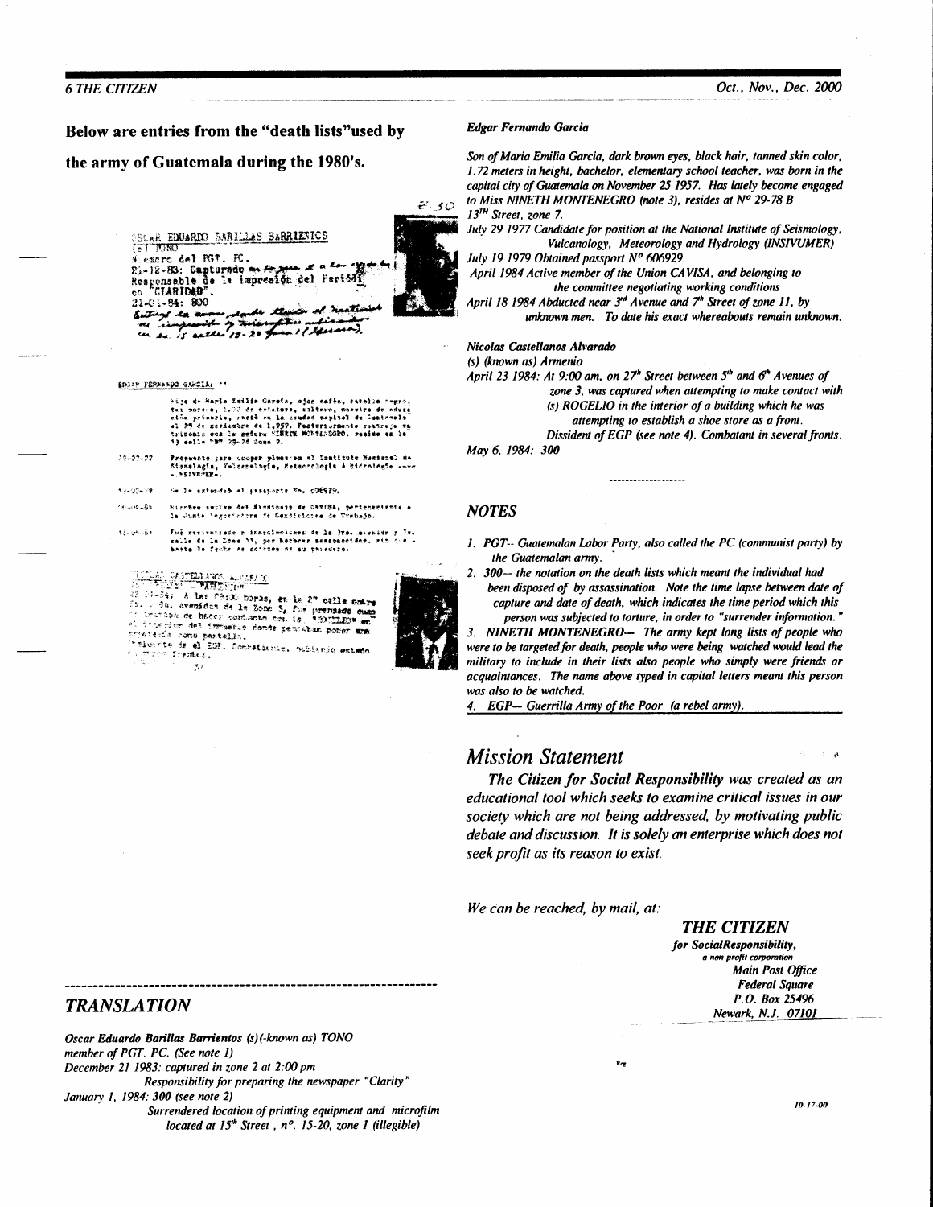## Below are entries from the "death lists" used by the army of Guatemala during the 1980's.

OSCAR EDUARDO BARILLAS BARRIENTOS
(s) TONO
Miembro del PGT. PC.
21-12-83: Capturado en la zona 2 a las 14:00 hrs
Responsable de la impresión del Periódico "CLARIDAD".
21-01-84: 300
Entregó la ... donde tenían el material de impresión y microfilme ... en la 15 calle 15-20 zona 1 (ilegible)

EDGAR FERNANDO GARCIA

Hijo de María Emilia García, ojos café, cabello negro, tez morena, 1.72 de estatura, soltero, maestro de educación primaria, nació en la ciudad capital de Guatemala el 25 de noviembre de 1,957. Posteriormente contrajo compromiso con la señora NINETH MONTENEGRO, reside en la 13 calle "B" 29-78 zona 7.

29-07-77 Propuesto para ocupar plaza en el Instituto Nacional de Sismología, Vulcanología, Meteorología é Hidrología ---- (INSIVUMEH).

19-07-79 Se le extendió el pasaporte No. 606929.

--04-84 Miembro activo del Sindicato de CAVISA, perteneciente a la Junta Negociadora de Condiciones de Trabajo.

18-04-84 Fué secuestrado e inmediaciones de la 3ra. avenida y 7a. calle de la zona 11, por hombres desconocidos, sin que hasta la fecha se conozca su paradero.

NICOLAS CASTELLANOS ALVARADO
(s) "ARMENIO"
23-04-84: A las 09:00 horas, en la 27 calle entre 5a. y 6a. avenidas de la zona 3, fue capturado cuando trataba de hacer contacto con (s) "ROGELIO" en el interior del inmueble donde pensaban poner una zapatería como pantalla.
Disidente de el EGP. Combatiente, habiendo estado en varios frentes.
--- 300

---

## TRANSLATION

*Oscar Eduardo Barillas Barrientos (s)(-known as) TONO*
*member of PGT. PC. (See note 1)*
*December 21 1983: captured in zone 2 at 2:00 pm*
*Responsibility for preparing the newspaper "Clarity"*
*January 1, 1984: 300 (see note 2)*
*Surrendered location of printing equipment and microfilm located at 15th Street, n°. 15-20, zone 1 (illegible)*

***Edgar Fernando Garcia***

*Son of Maria Emilia Garcia, dark brown eyes, black hair, tanned skin color, 1.72 meters in height, bachelor, elementary school teacher, was born in the capital city of Guatemala on November 25 1957. Has lately become engaged to Miss NINETH MONTENEGRO (note 3), resides at N° 29-78 B 13TH Street, zone 7.*

*July 29 1977 Candidate for position at the National Institute of Seismology, Vulcanology, Meteorology and Hydrology (INSIVUMER)*

*July 19 1979 Obtained passport N° 606929.*

*April 1984 Active member of the Union CAVISA, and belonging to the committee negotiating working conditions*

*April 18 1984 Abducted near 3rd Avenue and 7th Street of zone 11, by unknown men. To date his exact whereabouts remain unknown.*

***Nicolas Castellanos Alvarado***

*(s) (known as) Armenio*
*April 23 1984: At 9:00 am, on 27th Street between 5th and 6th Avenues of zone 3, was captured when attempting to make contact with (s) ROGELIO in the interior of a building which he was attempting to establish a shoe store as a front.*
*Dissident of EGP (see note 4). Combatant in several fronts.*
*May 6, 1984: 300*

---

## *NOTES*

1. *PGT-- Guatemalan Labor Party, also called the PC (communist party) by the Guatemalan army.*
2. *300— the notation on the death lists which meant the individual had been disposed of by assassination. Note the time lapse between date of capture and date of death, which indicates the time period which this person was subjected to torture, in order to "surrender information."*
3. *NINETH MONTENEGRO— The army kept long lists of people who were to be targeted for death, people who were being watched would lead the military to include in their lists also people who simply were friends or acquaintances. The name above typed in capital letters meant this person was also to be watched.*
4. *EGP— Guerrilla Army of the Poor (a rebel army).*

## *Mission Statement*

***The Citizen for Social Responsibility was created as an educational tool which seeks to examine critical issues in our society which are not being addressed, by motivating public debate and discussion. It is solely an enterprise which does not seek profit as its reason to exist.***

*We can be reached, by mail, at:*

***THE CITIZEN***
***for SocialResponsibility,***
*a non-profit corporation*
*Main Post Office*
*Federal Square*
*P.O. Box 25496*
*Newark, N.J. 07101*

10-17-00